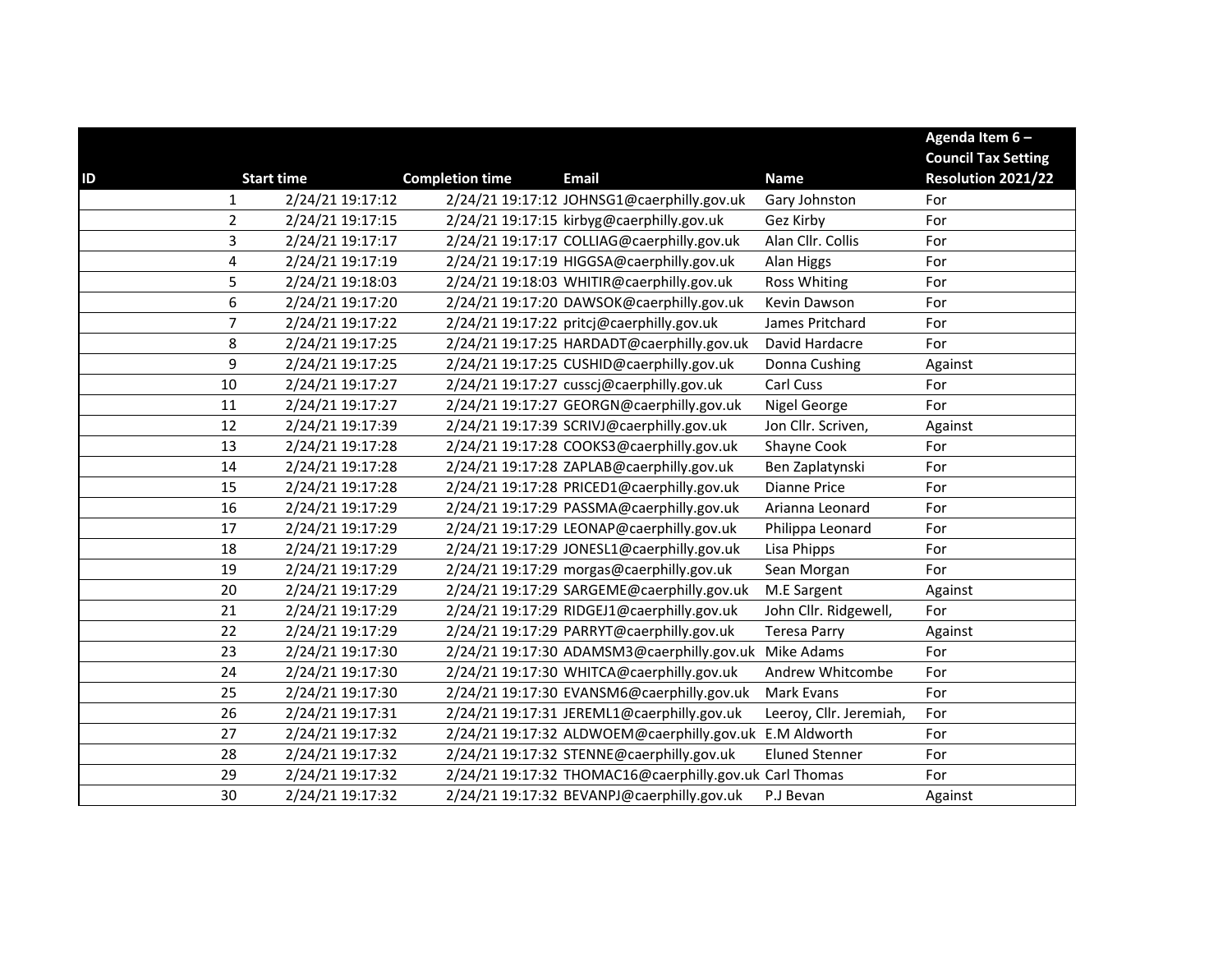| ID | Start time | Completion time | Email | Name | Agenda Item 6 – Council Tax Setting Resolution 2021/22 |
|---|---|---|---|---|---|
| 1 | 2/24/21 19:17:12 | 2/24/21 19:17:12 | JOHNSG1@caerphilly.gov.uk | Gary Johnston | For |
| 2 | 2/24/21 19:17:15 | 2/24/21 19:17:15 | kirbyg@caerphilly.gov.uk | Gez Kirby | For |
| 3 | 2/24/21 19:17:17 | 2/24/21 19:17:17 | COLLIAG@caerphilly.gov.uk | Alan Cllr. Collis | For |
| 4 | 2/24/21 19:17:19 | 2/24/21 19:17:19 | HIGGSA@caerphilly.gov.uk | Alan Higgs | For |
| 5 | 2/24/21 19:18:03 | 2/24/21 19:18:03 | WHITIR@caerphilly.gov.uk | Ross Whiting | For |
| 6 | 2/24/21 19:17:20 | 2/24/21 19:17:20 | DAWSOK@caerphilly.gov.uk | Kevin Dawson | For |
| 7 | 2/24/21 19:17:22 | 2/24/21 19:17:22 | pritcj@caerphilly.gov.uk | James Pritchard | For |
| 8 | 2/24/21 19:17:25 | 2/24/21 19:17:25 | HARDADT@caerphilly.gov.uk | David Hardacre | For |
| 9 | 2/24/21 19:17:25 | 2/24/21 19:17:25 | CUSHID@caerphilly.gov.uk | Donna Cushing | Against |
| 10 | 2/24/21 19:17:27 | 2/24/21 19:17:27 | cusscj@caerphilly.gov.uk | Carl Cuss | For |
| 11 | 2/24/21 19:17:27 | 2/24/21 19:17:27 | GEORGN@caerphilly.gov.uk | Nigel George | For |
| 12 | 2/24/21 19:17:39 | 2/24/21 19:17:39 | SCRIVJ@caerphilly.gov.uk | Jon Cllr. Scriven, | Against |
| 13 | 2/24/21 19:17:28 | 2/24/21 19:17:28 | COOKS3@caerphilly.gov.uk | Shayne Cook | For |
| 14 | 2/24/21 19:17:28 | 2/24/21 19:17:28 | ZAPLAB@caerphilly.gov.uk | Ben Zaplatynski | For |
| 15 | 2/24/21 19:17:28 | 2/24/21 19:17:28 | PRICED1@caerphilly.gov.uk | Dianne Price | For |
| 16 | 2/24/21 19:17:29 | 2/24/21 19:17:29 | PASSMA@caerphilly.gov.uk | Arianna Leonard | For |
| 17 | 2/24/21 19:17:29 | 2/24/21 19:17:29 | LEONAP@caerphilly.gov.uk | Philippa Leonard | For |
| 18 | 2/24/21 19:17:29 | 2/24/21 19:17:29 | JONESL1@caerphilly.gov.uk | Lisa Phipps | For |
| 19 | 2/24/21 19:17:29 | 2/24/21 19:17:29 | morgas@caerphilly.gov.uk | Sean Morgan | For |
| 20 | 2/24/21 19:17:29 | 2/24/21 19:17:29 | SARGEME@caerphilly.gov.uk | M.E Sargent | Against |
| 21 | 2/24/21 19:17:29 | 2/24/21 19:17:29 | RIDGEJ1@caerphilly.gov.uk | John Cllr. Ridgewell, | For |
| 22 | 2/24/21 19:17:29 | 2/24/21 19:17:29 | PARRYT@caerphilly.gov.uk | Teresa Parry | Against |
| 23 | 2/24/21 19:17:30 | 2/24/21 19:17:30 | ADAMSM3@caerphilly.gov.uk | Mike Adams | For |
| 24 | 2/24/21 19:17:30 | 2/24/21 19:17:30 | WHITCA@caerphilly.gov.uk | Andrew Whitcombe | For |
| 25 | 2/24/21 19:17:30 | 2/24/21 19:17:30 | EVANSM6@caerphilly.gov.uk | Mark Evans | For |
| 26 | 2/24/21 19:17:31 | 2/24/21 19:17:31 | JEREML1@caerphilly.gov.uk | Leeroy, Cllr. Jeremiah, | For |
| 27 | 2/24/21 19:17:32 | 2/24/21 19:17:32 | ALDWOEM@caerphilly.gov.uk | E.M Aldworth | For |
| 28 | 2/24/21 19:17:32 | 2/24/21 19:17:32 | STENNE@caerphilly.gov.uk | Eluned Stenner | For |
| 29 | 2/24/21 19:17:32 | 2/24/21 19:17:32 | THOMAC16@caerphilly.gov.uk | Carl Thomas | For |
| 30 | 2/24/21 19:17:32 | 2/24/21 19:17:32 | BEVANPJ@caerphilly.gov.uk | P.J Bevan | Against |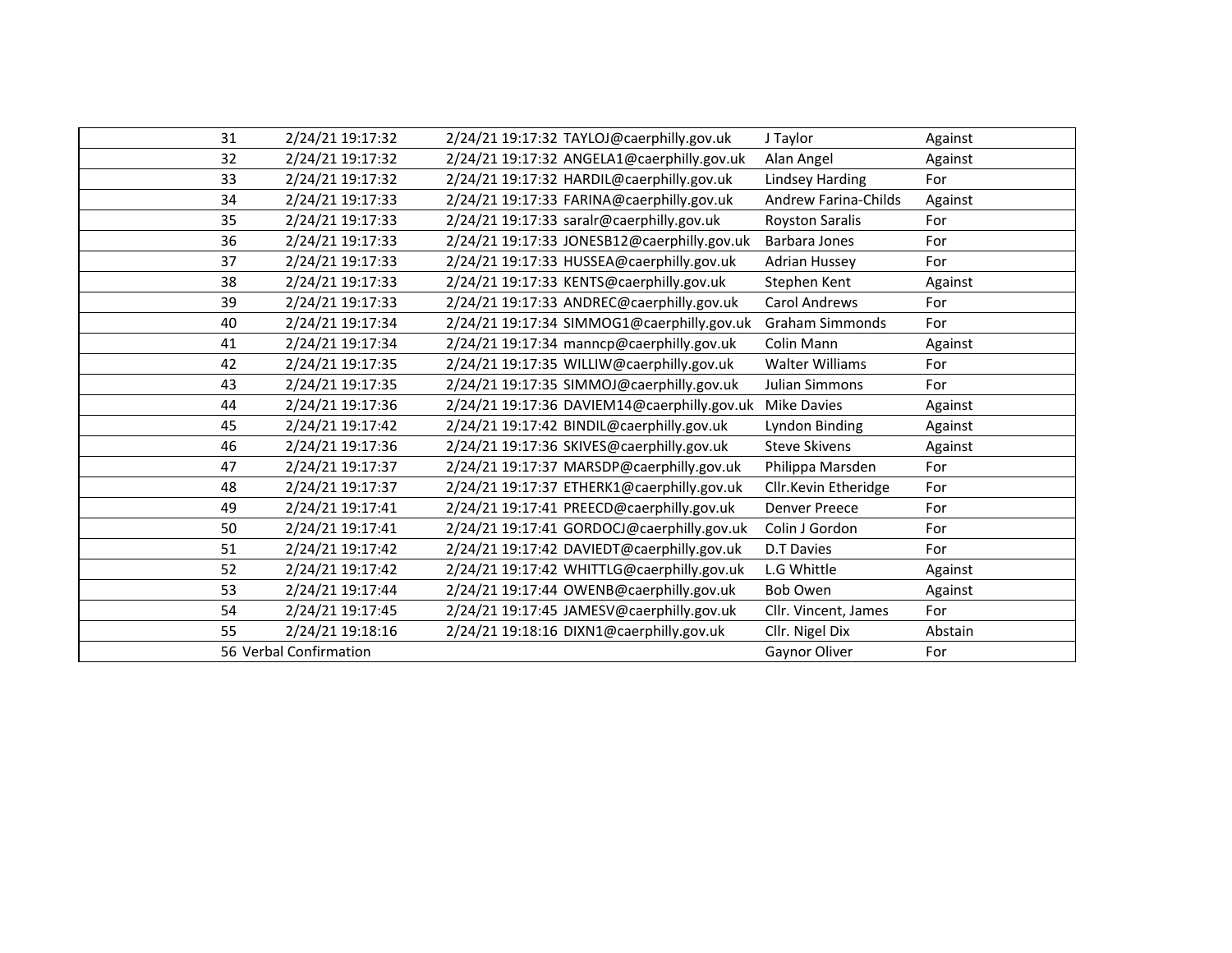| | | | | | |
|---|---|---|---|---|---|
| 31 | 2/24/21 19:17:32 | 2/24/21 19:17:32 | TAYLOJ@caerphilly.gov.uk | J Taylor | Against |
| 32 | 2/24/21 19:17:32 | 2/24/21 19:17:32 | ANGELA1@caerphilly.gov.uk | Alan Angel | Against |
| 33 | 2/24/21 19:17:32 | 2/24/21 19:17:32 | HARDIL@caerphilly.gov.uk | Lindsey Harding | For |
| 34 | 2/24/21 19:17:33 | 2/24/21 19:17:33 | FARINA@caerphilly.gov.uk | Andrew Farina-Childs | Against |
| 35 | 2/24/21 19:17:33 | 2/24/21 19:17:33 | saralr@caerphilly.gov.uk | Royston Saralis | For |
| 36 | 2/24/21 19:17:33 | 2/24/21 19:17:33 | JONESB12@caerphilly.gov.uk | Barbara Jones | For |
| 37 | 2/24/21 19:17:33 | 2/24/21 19:17:33 | HUSSEA@caerphilly.gov.uk | Adrian Hussey | For |
| 38 | 2/24/21 19:17:33 | 2/24/21 19:17:33 | KENTS@caerphilly.gov.uk | Stephen Kent | Against |
| 39 | 2/24/21 19:17:33 | 2/24/21 19:17:33 | ANDREC@caerphilly.gov.uk | Carol Andrews | For |
| 40 | 2/24/21 19:17:34 | 2/24/21 19:17:34 | SIMMOG1@caerphilly.gov.uk | Graham Simmonds | For |
| 41 | 2/24/21 19:17:34 | 2/24/21 19:17:34 | manncp@caerphilly.gov.uk | Colin Mann | Against |
| 42 | 2/24/21 19:17:35 | 2/24/21 19:17:35 | WILLIW@caerphilly.gov.uk | Walter Williams | For |
| 43 | 2/24/21 19:17:35 | 2/24/21 19:17:35 | SIMMOJ@caerphilly.gov.uk | Julian Simmons | For |
| 44 | 2/24/21 19:17:36 | 2/24/21 19:17:36 | DAVIEM14@caerphilly.gov.uk | Mike Davies | Against |
| 45 | 2/24/21 19:17:42 | 2/24/21 19:17:42 | BINDIL@caerphilly.gov.uk | Lyndon Binding | Against |
| 46 | 2/24/21 19:17:36 | 2/24/21 19:17:36 | SKIVES@caerphilly.gov.uk | Steve Skivens | Against |
| 47 | 2/24/21 19:17:37 | 2/24/21 19:17:37 | MARSDP@caerphilly.gov.uk | Philippa Marsden | For |
| 48 | 2/24/21 19:17:37 | 2/24/21 19:17:37 | ETHERK1@caerphilly.gov.uk | Cllr.Kevin Etheridge | For |
| 49 | 2/24/21 19:17:41 | 2/24/21 19:17:41 | PREECD@caerphilly.gov.uk | Denver Preece | For |
| 50 | 2/24/21 19:17:41 | 2/24/21 19:17:41 | GORDOCJ@caerphilly.gov.uk | Colin J Gordon | For |
| 51 | 2/24/21 19:17:42 | 2/24/21 19:17:42 | DAVIEDT@caerphilly.gov.uk | D.T Davies | For |
| 52 | 2/24/21 19:17:42 | 2/24/21 19:17:42 | WHITTLG@caerphilly.gov.uk | L.G Whittle | Against |
| 53 | 2/24/21 19:17:44 | 2/24/21 19:17:44 | OWENB@caerphilly.gov.uk | Bob Owen | Against |
| 54 | 2/24/21 19:17:45 | 2/24/21 19:17:45 | JAMESV@caerphilly.gov.uk | Cllr. Vincent, James | For |
| 55 | 2/24/21 19:18:16 | 2/24/21 19:18:16 | DIXN1@caerphilly.gov.uk | Cllr. Nigel Dix | Abstain |
| 56 | Verbal Confirmation | | | Gaynor Oliver | For |